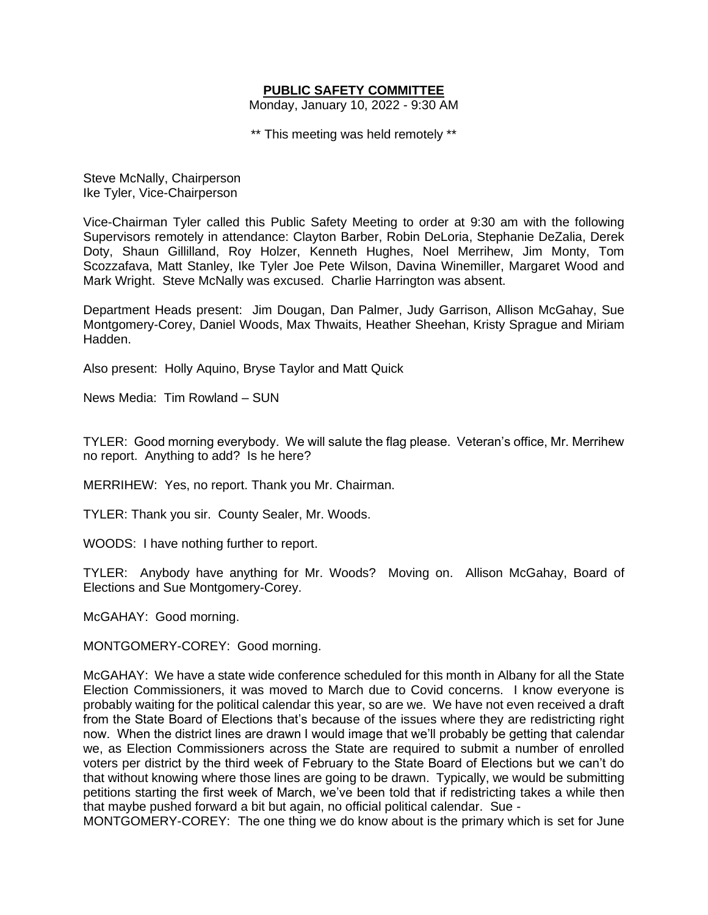# PUBLIC SAFETY COMMITTEE

Monday, January 10, 2022 - 9:30 AM

** This meeting was held remotely **

Steve McNally, Chairperson
Ike Tyler, Vice-Chairperson

Vice-Chairman Tyler called this Public Safety Meeting to order at 9:30 am with the following Supervisors remotely in attendance: Clayton Barber, Robin DeLoria, Stephanie DeZalia, Derek Doty, Shaun Gillilland, Roy Holzer, Kenneth Hughes, Noel Merrihew, Jim Monty, Tom Scozzafava, Matt Stanley, Ike Tyler Joe Pete Wilson, Davina Winemiller, Margaret Wood and Mark Wright. Steve McNally was excused. Charlie Harrington was absent.

Department Heads present: Jim Dougan, Dan Palmer, Judy Garrison, Allison McGahay, Sue Montgomery-Corey, Daniel Woods, Max Thwaits, Heather Sheehan, Kristy Sprague and Miriam Hadden.

Also present: Holly Aquino, Bryse Taylor and Matt Quick

News Media: Tim Rowland – SUN

TYLER: Good morning everybody. We will salute the flag please. Veteran's office, Mr. Merrihew no report. Anything to add? Is he here?

MERRIHEW: Yes, no report. Thank you Mr. Chairman.

TYLER: Thank you sir. County Sealer, Mr. Woods.

WOODS: I have nothing further to report.

TYLER: Anybody have anything for Mr. Woods? Moving on. Allison McGahay, Board of Elections and Sue Montgomery-Corey.

McGAHAY: Good morning.

MONTGOMERY-COREY: Good morning.

McGAHAY: We have a state wide conference scheduled for this month in Albany for all the State Election Commissioners, it was moved to March due to Covid concerns. I know everyone is probably waiting for the political calendar this year, so are we. We have not even received a draft from the State Board of Elections that's because of the issues where they are redistricting right now. When the district lines are drawn I would image that we'll probably be getting that calendar we, as Election Commissioners across the State are required to submit a number of enrolled voters per district by the third week of February to the State Board of Elections but we can't do that without knowing where those lines are going to be drawn. Typically, we would be submitting petitions starting the first week of March, we've been told that if redistricting takes a while then that maybe pushed forward a bit but again, no official political calendar. Sue -

MONTGOMERY-COREY: The one thing we do know about is the primary which is set for June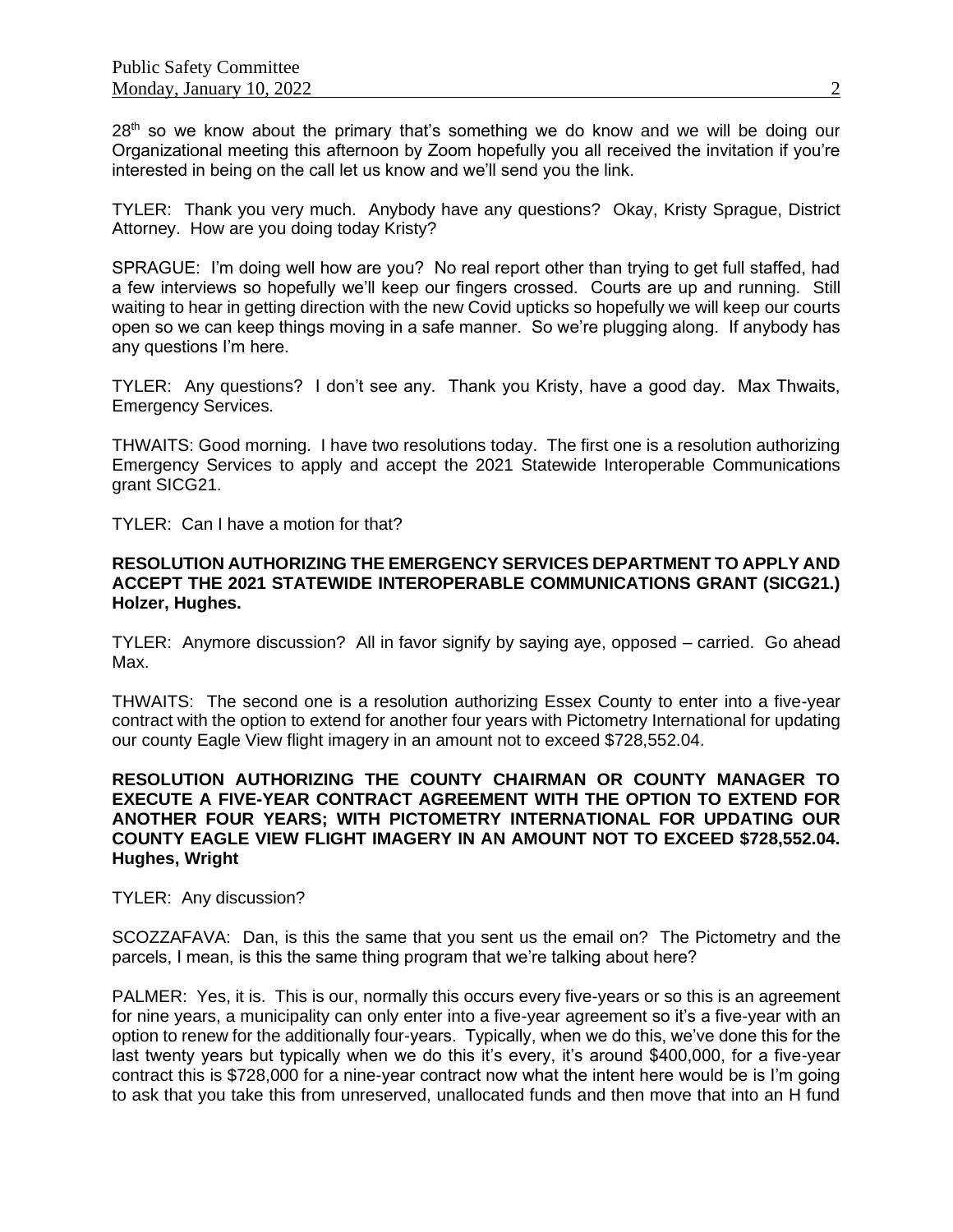28th so we know about the primary that's something we do know and we will be doing our Organizational meeting this afternoon by Zoom hopefully you all received the invitation if you're interested in being on the call let us know and we'll send you the link.

TYLER: Thank you very much. Anybody have any questions? Okay, Kristy Sprague, District Attorney. How are you doing today Kristy?

SPRAGUE: I'm doing well how are you? No real report other than trying to get full staffed, had a few interviews so hopefully we'll keep our fingers crossed. Courts are up and running. Still waiting to hear in getting direction with the new Covid upticks so hopefully we will keep our courts open so we can keep things moving in a safe manner. So we're plugging along. If anybody has any questions I'm here.

TYLER: Any questions? I don't see any. Thank you Kristy, have a good day. Max Thwaits, Emergency Services.

THWAITS: Good morning. I have two resolutions today. The first one is a resolution authorizing Emergency Services to apply and accept the 2021 Statewide Interoperable Communications grant SICG21.

TYLER: Can I have a motion for that?

**RESOLUTION AUTHORIZING THE EMERGENCY SERVICES DEPARTMENT TO APPLY AND ACCEPT THE 2021 STATEWIDE INTEROPERABLE COMMUNICATIONS GRANT (SICG21.) Holzer, Hughes.**

TYLER: Anymore discussion? All in favor signify by saying aye, opposed – carried. Go ahead Max.

THWAITS: The second one is a resolution authorizing Essex County to enter into a five-year contract with the option to extend for another four years with Pictometry International for updating our county Eagle View flight imagery in an amount not to exceed $728,552.04.

**RESOLUTION AUTHORIZING THE COUNTY CHAIRMAN OR COUNTY MANAGER TO EXECUTE A FIVE-YEAR CONTRACT AGREEMENT WITH THE OPTION TO EXTEND FOR ANOTHER FOUR YEARS; WITH PICTOMETRY INTERNATIONAL FOR UPDATING OUR COUNTY EAGLE VIEW FLIGHT IMAGERY IN AN AMOUNT NOT TO EXCEED $728,552.04. Hughes, Wright**

TYLER: Any discussion?

SCOZZAFAVA: Dan, is this the same that you sent us the email on? The Pictometry and the parcels, I mean, is this the same thing program that we're talking about here?

PALMER: Yes, it is. This is our, normally this occurs every five-years or so this is an agreement for nine years, a municipality can only enter into a five-year agreement so it's a five-year with an option to renew for the additionally four-years. Typically, when we do this, we've done this for the last twenty years but typically when we do this it's every, it's around $400,000, for a five-year contract this is $728,000 for a nine-year contract now what the intent here would be is I'm going to ask that you take this from unreserved, unallocated funds and then move that into an H fund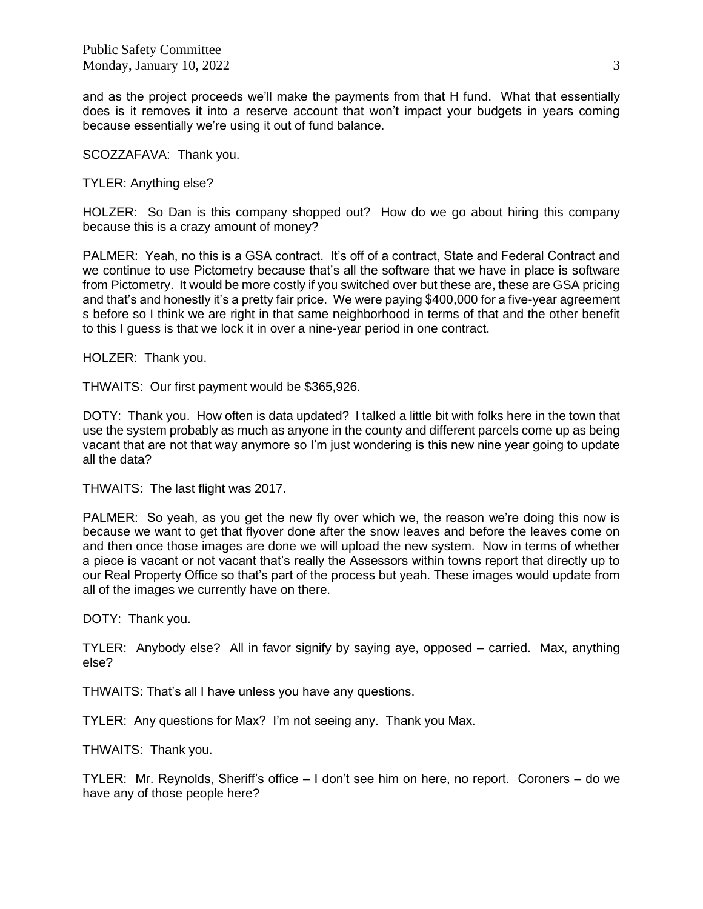and as the project proceeds we'll make the payments from that H fund. What that essentially does is it removes it into a reserve account that won't impact your budgets in years coming because essentially we're using it out of fund balance.

SCOZZAFAVA: Thank you.

TYLER: Anything else?

HOLZER: So Dan is this company shopped out? How do we go about hiring this company because this is a crazy amount of money?

PALMER: Yeah, no this is a GSA contract. It's off of a contract, State and Federal Contract and we continue to use Pictometry because that's all the software that we have in place is software from Pictometry. It would be more costly if you switched over but these are, these are GSA pricing and that's and honestly it's a pretty fair price. We were paying $400,000 for a five-year agreement s before so I think we are right in that same neighborhood in terms of that and the other benefit to this I guess is that we lock it in over a nine-year period in one contract.

HOLZER: Thank you.

THWAITS: Our first payment would be $365,926.

DOTY: Thank you. How often is data updated? I talked a little bit with folks here in the town that use the system probably as much as anyone in the county and different parcels come up as being vacant that are not that way anymore so I'm just wondering is this new nine year going to update all the data?

THWAITS: The last flight was 2017.

PALMER: So yeah, as you get the new fly over which we, the reason we're doing this now is because we want to get that flyover done after the snow leaves and before the leaves come on and then once those images are done we will upload the new system. Now in terms of whether a piece is vacant or not vacant that's really the Assessors within towns report that directly up to our Real Property Office so that's part of the process but yeah. These images would update from all of the images we currently have on there.

DOTY: Thank you.

TYLER: Anybody else? All in favor signify by saying aye, opposed – carried. Max, anything else?

THWAITS: That's all I have unless you have any questions.

TYLER: Any questions for Max? I'm not seeing any. Thank you Max.

THWAITS: Thank you.

TYLER: Mr. Reynolds, Sheriff's office – I don't see him on here, no report. Coroners – do we have any of those people here?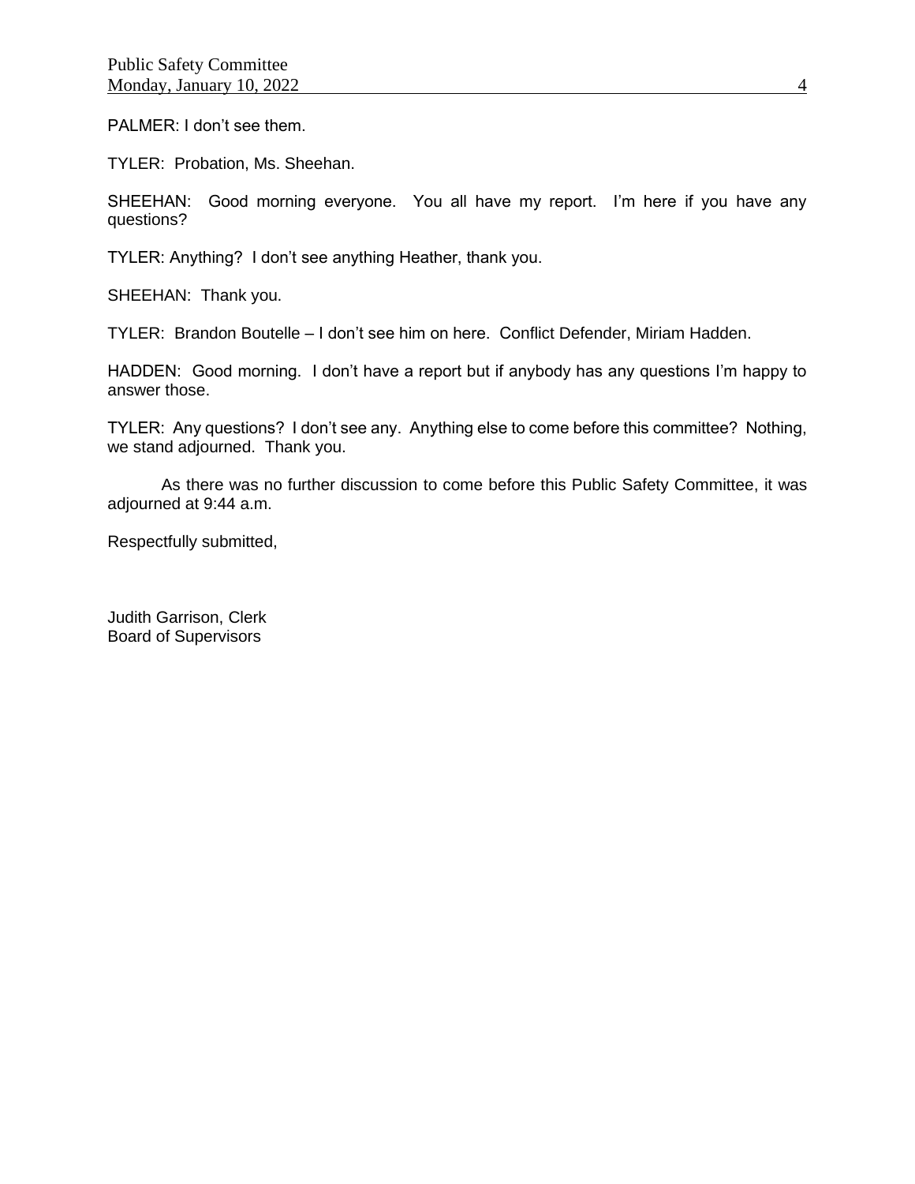PALMER: I don't see them.

TYLER: Probation, Ms. Sheehan.

SHEEHAN: Good morning everyone. You all have my report. I'm here if you have any questions?

TYLER: Anything? I don't see anything Heather, thank you.

SHEEHAN: Thank you.

TYLER: Brandon Boutelle – I don't see him on here. Conflict Defender, Miriam Hadden.

HADDEN: Good morning. I don't have a report but if anybody has any questions I'm happy to answer those.

TYLER: Any questions? I don't see any. Anything else to come before this committee? Nothing, we stand adjourned. Thank you.

As there was no further discussion to come before this Public Safety Committee, it was adjourned at 9:44 a.m.

Respectfully submitted,

Judith Garrison, Clerk
Board of Supervisors